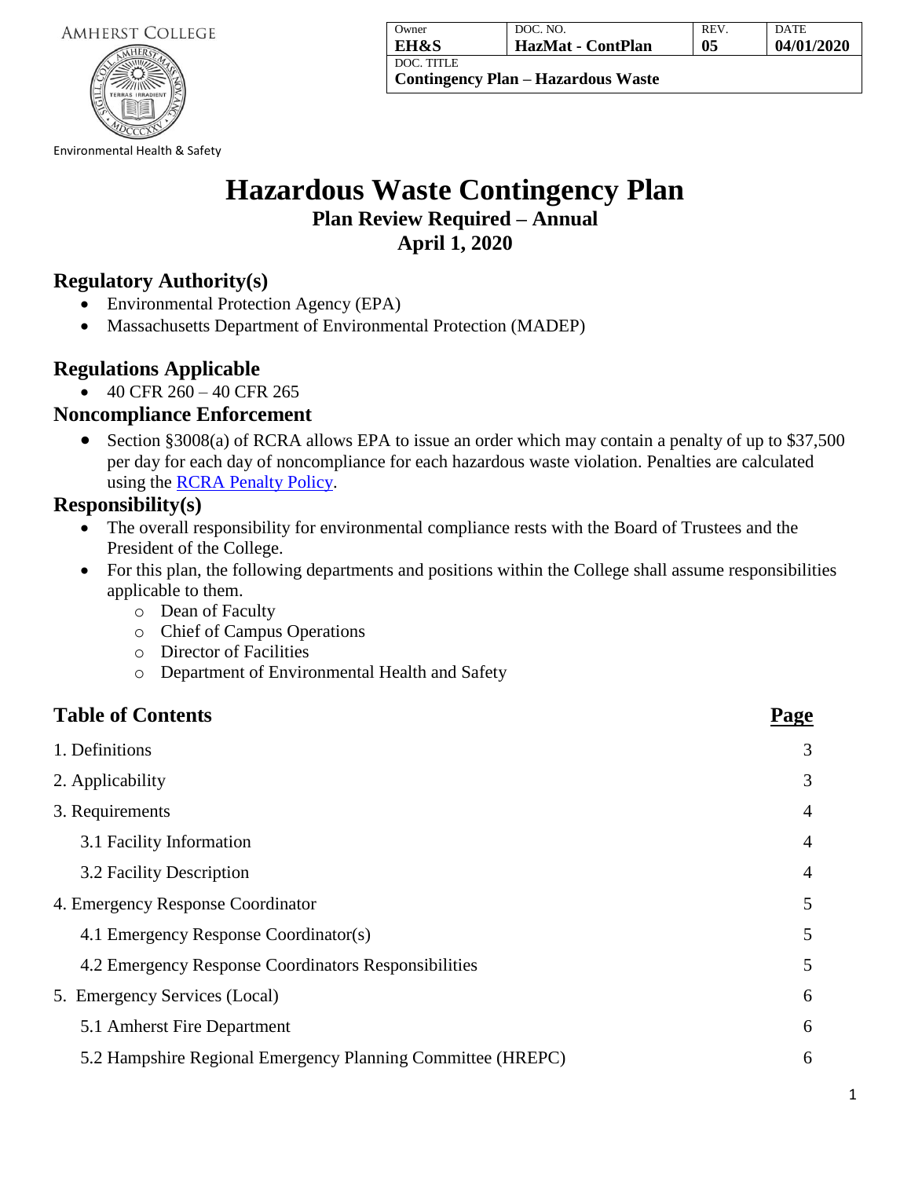AMHERST COLLEGE

Environmental Health & Safety

| Owner | DOC. NO. | REV. | DATE |
| --- | --- | --- | --- |
| **EH&S** | **HazMat - ContPlan** | **05** | **04/01/2020** |
| DOC. TITLE **Contingency Plan – Hazardous Waste** | | | |

# Hazardous Waste Contingency Plan

**Plan Review Required – Annual**

**April 1, 2020**

## Regulatory Authority(s)

- Environmental Protection Agency (EPA)
- Massachusetts Department of Environmental Protection (MADEP)

## Regulations Applicable

- 40 CFR 260 – 40 CFR 265

## Noncompliance Enforcement

- Section §3008(a) of RCRA allows EPA to issue an order which may contain a penalty of up to $37,500 per day for each day of noncompliance for each hazardous waste violation. Penalties are calculated using the [RCRA Penalty Policy](RCRA Penalty Policy).

## Responsibility(s)

- The overall responsibility for environmental compliance rests with the Board of Trustees and the President of the College.
- For this plan, the following departments and positions within the College shall assume responsibilities applicable to them.
  - Dean of Faculty
  - Chief of Campus Operations
  - Director of Facilities
  - Department of Environmental Health and Safety

## Table of Contents

| | Page |
| --- | --- |
| 1. Definitions | 3 |
| 2. Applicability | 3 |
| 3. Requirements | 4 |
| 3.1 Facility Information | 4 |
| 3.2 Facility Description | 4 |
| 4. Emergency Response Coordinator | 5 |
| 4.1 Emergency Response Coordinator(s) | 5 |
| 4.2 Emergency Response Coordinators Responsibilities | 5 |
| 5. Emergency Services (Local) | 6 |
| 5.1 Amherst Fire Department | 6 |
| 5.2 Hampshire Regional Emergency Planning Committee (HREPC) | 6 |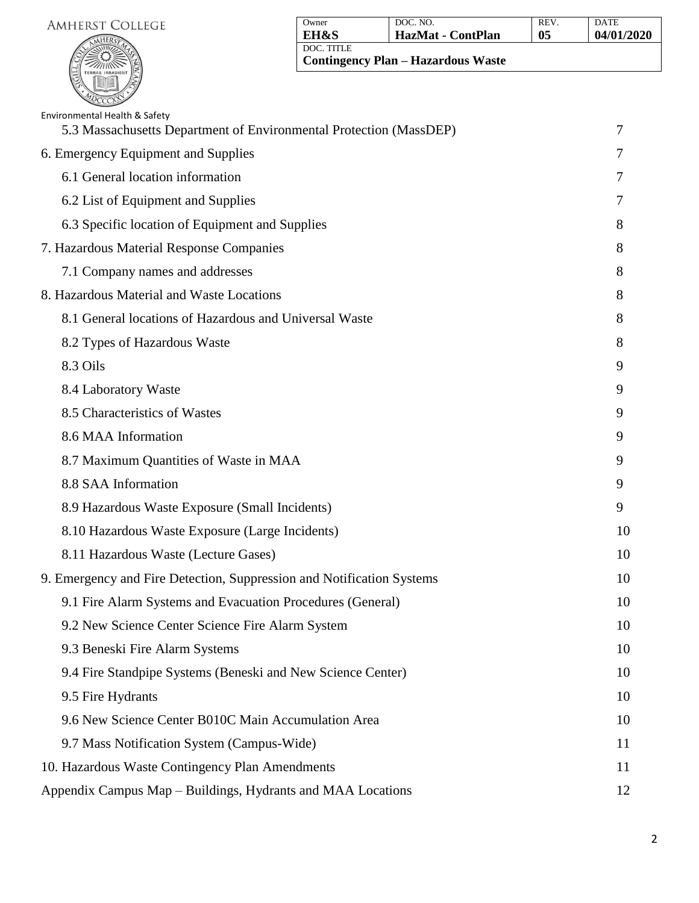| | |
|---|---|
| 5.3 Massachusetts Department of Environmental Protection (MassDEP) | 7 |
| 6. Emergency Equipment and Supplies | 7 |
| 6.1 General location information | 7 |
| 6.2 List of Equipment and Supplies | 7 |
| 6.3 Specific location of Equipment and Supplies | 8 |
| 7. Hazardous Material Response Companies | 8 |
| 7.1 Company names and addresses | 8 |
| 8. Hazardous Material and Waste Locations | 8 |
| 8.1 General locations of Hazardous and Universal Waste | 8 |
| 8.2 Types of Hazardous Waste | 8 |
| 8.3 Oils | 9 |
| 8.4 Laboratory Waste | 9 |
| 8.5 Characteristics of Wastes | 9 |
| 8.6 MAA Information | 9 |
| 8.7 Maximum Quantities of Waste in MAA | 9 |
| 8.8 SAA Information | 9 |
| 8.9 Hazardous Waste Exposure (Small Incidents) | 9 |
| 8.10 Hazardous Waste Exposure (Large Incidents) | 10 |
| 8.11 Hazardous Waste (Lecture Gases) | 10 |
| 9. Emergency and Fire Detection, Suppression and Notification Systems | 10 |
| 9.1 Fire Alarm Systems and Evacuation Procedures (General) | 10 |
| 9.2 New Science Center Science Fire Alarm System | 10 |
| 9.3 Beneski Fire Alarm Systems | 10 |
| 9.4 Fire Standpipe Systems (Beneski and New Science Center) | 10 |
| 9.5 Fire Hydrants | 10 |
| 9.6 New Science Center B010C Main Accumulation Area | 10 |
| 9.7 Mass Notification System (Campus-Wide) | 11 |
| 10. Hazardous Waste Contingency Plan Amendments | 11 |
| Appendix Campus Map – Buildings, Hydrants and MAA Locations | 12 |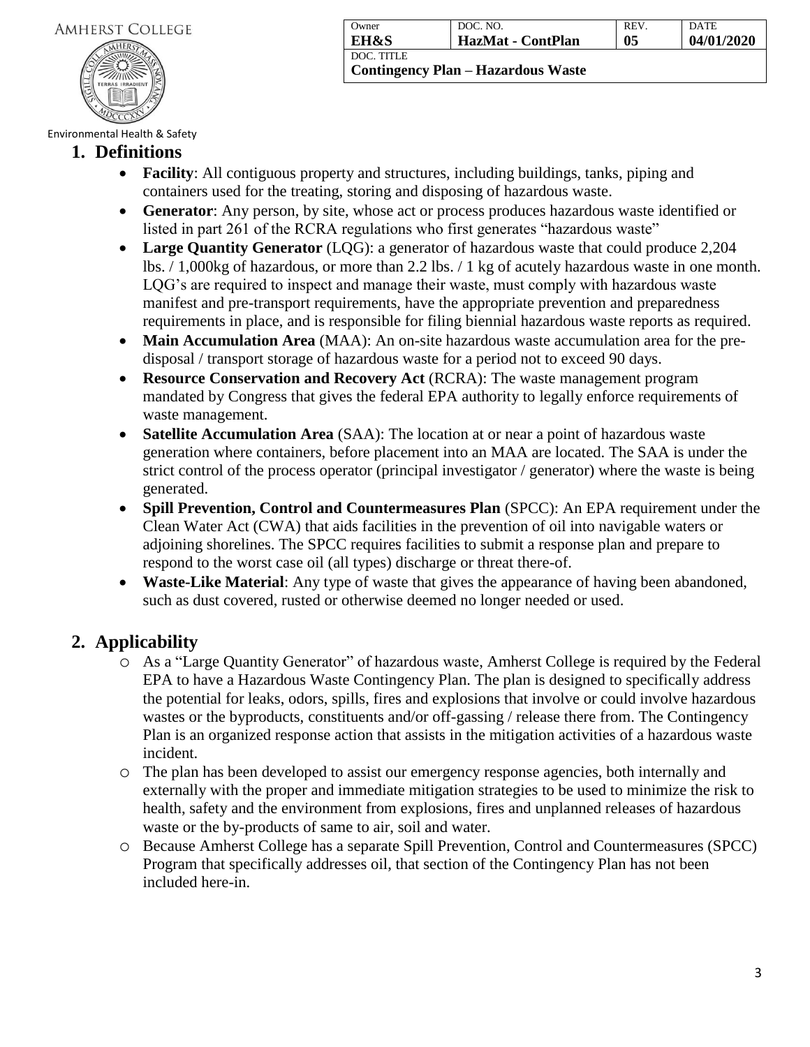## 1. Definitions

- **Facility**: All contiguous property and structures, including buildings, tanks, piping and containers used for the treating, storing and disposing of hazardous waste.
- **Generator**: Any person, by site, whose act or process produces hazardous waste identified or listed in part 261 of the RCRA regulations who first generates "hazardous waste"
- **Large Quantity Generator** (LQG): a generator of hazardous waste that could produce 2,204 lbs. / 1,000kg of hazardous, or more than 2.2 lbs. / 1 kg of acutely hazardous waste in one month. LQG's are required to inspect and manage their waste, must comply with hazardous waste manifest and pre-transport requirements, have the appropriate prevention and preparedness requirements in place, and is responsible for filing biennial hazardous waste reports as required.
- **Main Accumulation Area** (MAA): An on-site hazardous waste accumulation area for the pre-disposal / transport storage of hazardous waste for a period not to exceed 90 days.
- **Resource Conservation and Recovery Act** (RCRA): The waste management program mandated by Congress that gives the federal EPA authority to legally enforce requirements of waste management.
- **Satellite Accumulation Area** (SAA): The location at or near a point of hazardous waste generation where containers, before placement into an MAA are located. The SAA is under the strict control of the process operator (principal investigator / generator) where the waste is being generated.
- **Spill Prevention, Control and Countermeasures Plan** (SPCC): An EPA requirement under the Clean Water Act (CWA) that aids facilities in the prevention of oil into navigable waters or adjoining shorelines. The SPCC requires facilities to submit a response plan and prepare to respond to the worst case oil (all types) discharge or threat there-of.
- **Waste-Like Material**: Any type of waste that gives the appearance of having been abandoned, such as dust covered, rusted or otherwise deemed no longer needed or used.

## 2. Applicability

- As a "Large Quantity Generator" of hazardous waste, Amherst College is required by the Federal EPA to have a Hazardous Waste Contingency Plan. The plan is designed to specifically address the potential for leaks, odors, spills, fires and explosions that involve or could involve hazardous wastes or the byproducts, constituents and/or off-gassing / release there from. The Contingency Plan is an organized response action that assists in the mitigation activities of a hazardous waste incident.
- The plan has been developed to assist our emergency response agencies, both internally and externally with the proper and immediate mitigation strategies to be used to minimize the risk to health, safety and the environment from explosions, fires and unplanned releases of hazardous waste or the by-products of same to air, soil and water.
- Because Amherst College has a separate Spill Prevention, Control and Countermeasures (SPCC) Program that specifically addresses oil, that section of the Contingency Plan has not been included here-in.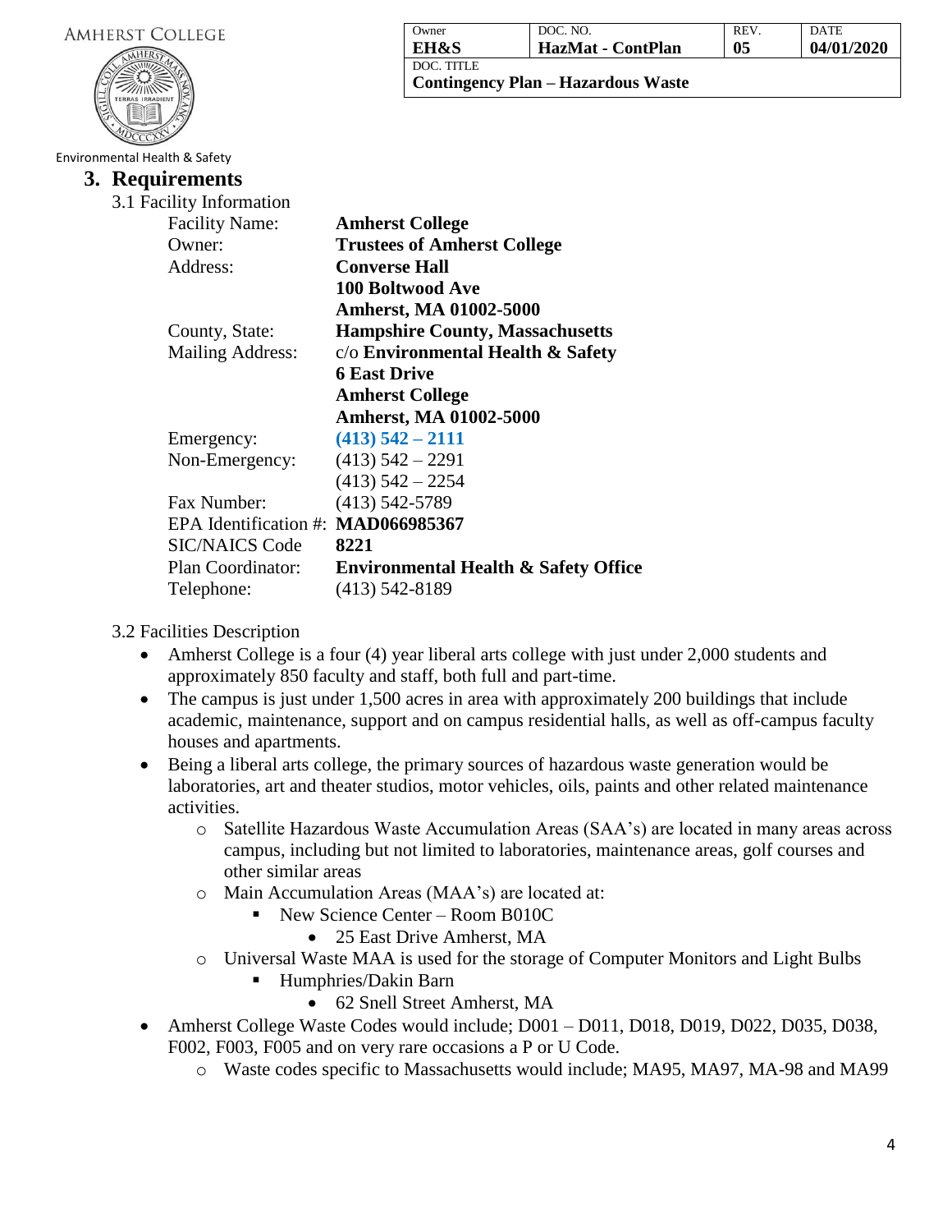## 3. Requirements

### 3.1 Facility Information

| | |
|---|---|
| Facility Name: | **Amherst College** |
| Owner: | **Trustees of Amherst College** |
| Address: | **Converse Hall**<br>**100 Boltwood Ave**<br>**Amherst, MA 01002-5000** |
| County, State: | **Hampshire County, Massachusetts** |
| Mailing Address: | c/o **Environmental Health & Safety**<br>**6 East Drive**<br>**Amherst College**<br>**Amherst, MA 01002-5000** |
| Emergency: | **(413) 542 – 2111** |
| Non-Emergency: | (413) 542 – 2291<br>(413) 542 – 2254 |
| Fax Number: | (413) 542-5789 |
| EPA Identification #: | **MAD066985367** |
| SIC/NAICS Code | **8221** |
| Plan Coordinator: | **Environmental Health & Safety Office** |
| Telephone: | (413) 542-8189 |

### 3.2 Facilities Description

- Amherst College is a four (4) year liberal arts college with just under 2,000 students and approximately 850 faculty and staff, both full and part-time.
- The campus is just under 1,500 acres in area with approximately 200 buildings that include academic, maintenance, support and on campus residential halls, as well as off-campus faculty houses and apartments.
- Being a liberal arts college, the primary sources of hazardous waste generation would be laboratories, art and theater studios, motor vehicles, oils, paints and other related maintenance activities.
  - Satellite Hazardous Waste Accumulation Areas (SAA's) are located in many areas across campus, including but not limited to laboratories, maintenance areas, golf courses and other similar areas
  - Main Accumulation Areas (MAA's) are located at:
    - New Science Center – Room B010C
      - 25 East Drive Amherst, MA
  - Universal Waste MAA is used for the storage of Computer Monitors and Light Bulbs
    - Humphries/Dakin Barn
      - 62 Snell Street Amherst, MA
- Amherst College Waste Codes would include; D001 – D011, D018, D019, D022, D035, D038, F002, F003, F005 and on very rare occasions a P or U Code.
  - Waste codes specific to Massachusetts would include; MA95, MA97, MA-98 and MA99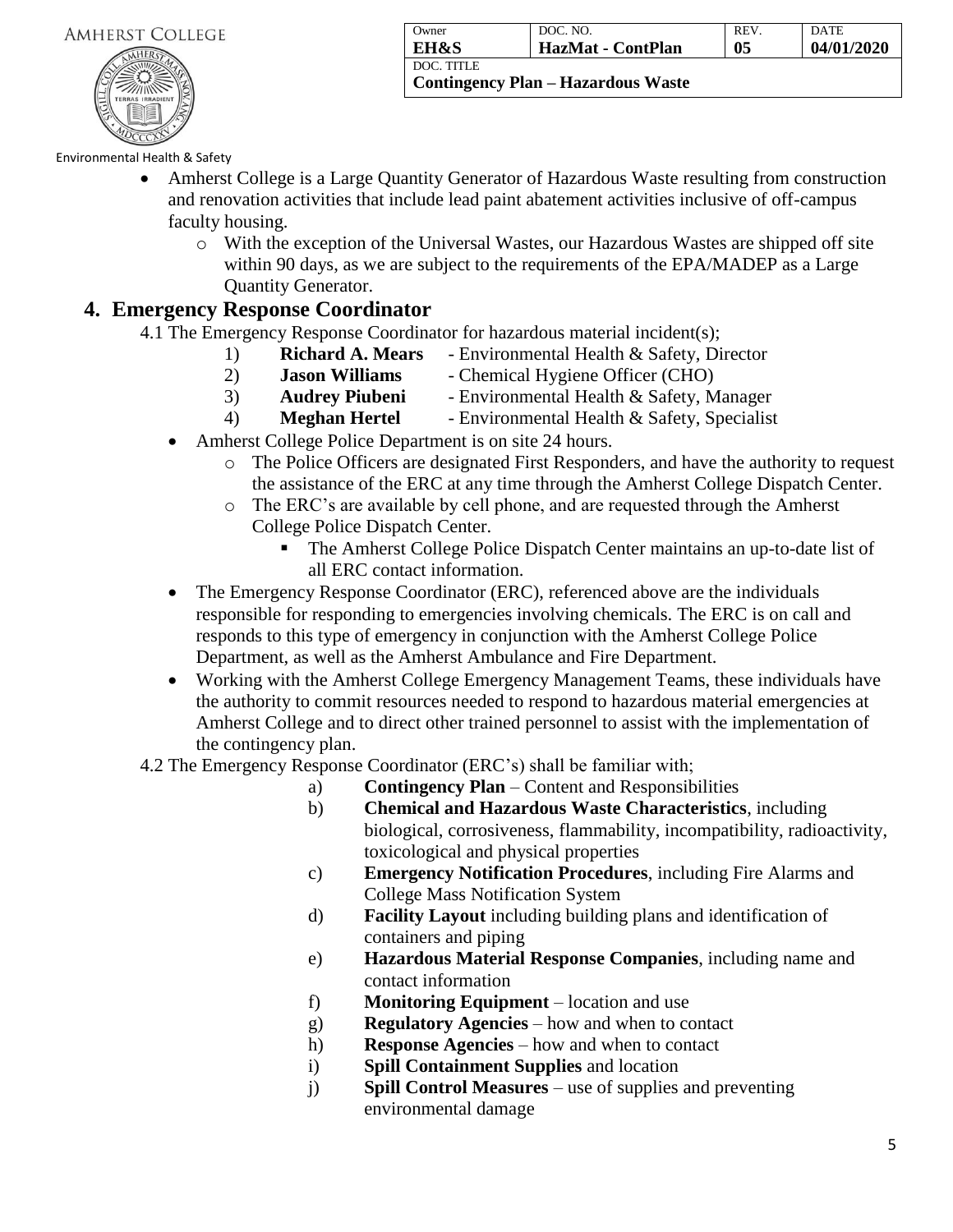- Amherst College is a Large Quantity Generator of Hazardous Waste resulting from construction and renovation activities that include lead paint abatement activities inclusive of off-campus faculty housing.
  - With the exception of the Universal Wastes, our Hazardous Wastes are shipped off site within 90 days, as we are subject to the requirements of the EPA/MADEP as a Large Quantity Generator.

## 4. Emergency Response Coordinator

4.1 The Emergency Response Coordinator for hazardous material incident(s);

1) **Richard A. Mears** - Environmental Health & Safety, Director
2) **Jason Williams** - Chemical Hygiene Officer (CHO)
3) **Audrey Piubeni** - Environmental Health & Safety, Manager
4) **Meghan Hertel** - Environmental Health & Safety, Specialist

- Amherst College Police Department is on site 24 hours.
  - The Police Officers are designated First Responders, and have the authority to request the assistance of the ERC at any time through the Amherst College Dispatch Center.
  - The ERC's are available by cell phone, and are requested through the Amherst College Police Dispatch Center.
    - The Amherst College Police Dispatch Center maintains an up-to-date list of all ERC contact information.
- The Emergency Response Coordinator (ERC), referenced above are the individuals responsible for responding to emergencies involving chemicals. The ERC is on call and responds to this type of emergency in conjunction with the Amherst College Police Department, as well as the Amherst Ambulance and Fire Department.
- Working with the Amherst College Emergency Management Teams, these individuals have the authority to commit resources needed to respond to hazardous material emergencies at Amherst College and to direct other trained personnel to assist with the implementation of the contingency plan.

4.2 The Emergency Response Coordinator (ERC's) shall be familiar with;

a) **Contingency Plan** – Content and Responsibilities
b) **Chemical and Hazardous Waste Characteristics**, including biological, corrosiveness, flammability, incompatibility, radioactivity, toxicological and physical properties
c) **Emergency Notification Procedures**, including Fire Alarms and College Mass Notification System
d) **Facility Layout** including building plans and identification of containers and piping
e) **Hazardous Material Response Companies**, including name and contact information
f) **Monitoring Equipment** – location and use
g) **Regulatory Agencies** – how and when to contact
h) **Response Agencies** – how and when to contact
i) **Spill Containment Supplies** and location
j) **Spill Control Measures** – use of supplies and preventing environmental damage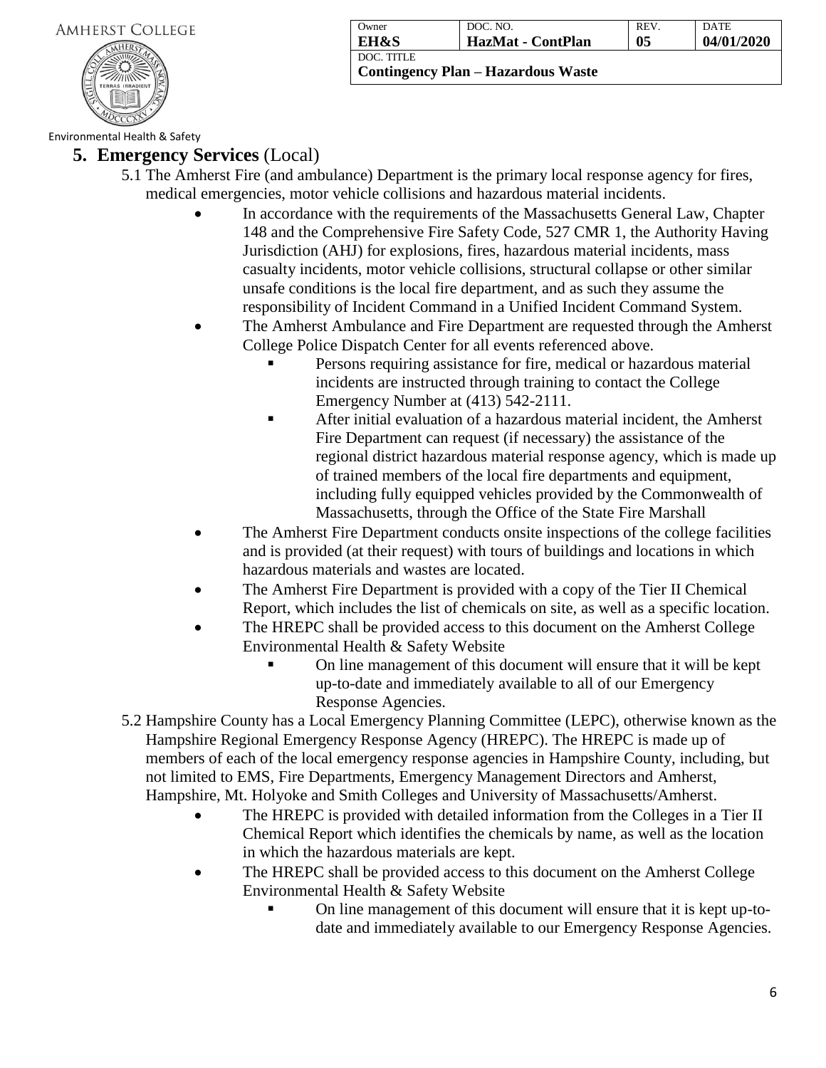## 5. Emergency Services (Local)

5.1 The Amherst Fire (and ambulance) Department is the primary local response agency for fires, medical emergencies, motor vehicle collisions and hazardous material incidents.

- In accordance with the requirements of the Massachusetts General Law, Chapter 148 and the Comprehensive Fire Safety Code, 527 CMR 1, the Authority Having Jurisdiction (AHJ) for explosions, fires, hazardous material incidents, mass casualty incidents, motor vehicle collisions, structural collapse or other similar unsafe conditions is the local fire department, and as such they assume the responsibility of Incident Command in a Unified Incident Command System.
- The Amherst Ambulance and Fire Department are requested through the Amherst College Police Dispatch Center for all events referenced above.
    - Persons requiring assistance for fire, medical or hazardous material incidents are instructed through training to contact the College Emergency Number at (413) 542-2111.
    - After initial evaluation of a hazardous material incident, the Amherst Fire Department can request (if necessary) the assistance of the regional district hazardous material response agency, which is made up of trained members of the local fire departments and equipment, including fully equipped vehicles provided by the Commonwealth of Massachusetts, through the Office of the State Fire Marshall
- The Amherst Fire Department conducts onsite inspections of the college facilities and is provided (at their request) with tours of buildings and locations in which hazardous materials and wastes are located.
- The Amherst Fire Department is provided with a copy of the Tier II Chemical Report, which includes the list of chemicals on site, as well as a specific location.
- The HREPC shall be provided access to this document on the Amherst College Environmental Health & Safety Website
    - On line management of this document will ensure that it will be kept up-to-date and immediately available to all of our Emergency Response Agencies.

5.2 Hampshire County has a Local Emergency Planning Committee (LEPC), otherwise known as the Hampshire Regional Emergency Response Agency (HREPC). The HREPC is made up of members of each of the local emergency response agencies in Hampshire County, including, but not limited to EMS, Fire Departments, Emergency Management Directors and Amherst, Hampshire, Mt. Holyoke and Smith Colleges and University of Massachusetts/Amherst.

- The HREPC is provided with detailed information from the Colleges in a Tier II Chemical Report which identifies the chemicals by name, as well as the location in which the hazardous materials are kept.
- The HREPC shall be provided access to this document on the Amherst College Environmental Health & Safety Website
    - On line management of this document will ensure that it is kept up-to-date and immediately available to our Emergency Response Agencies.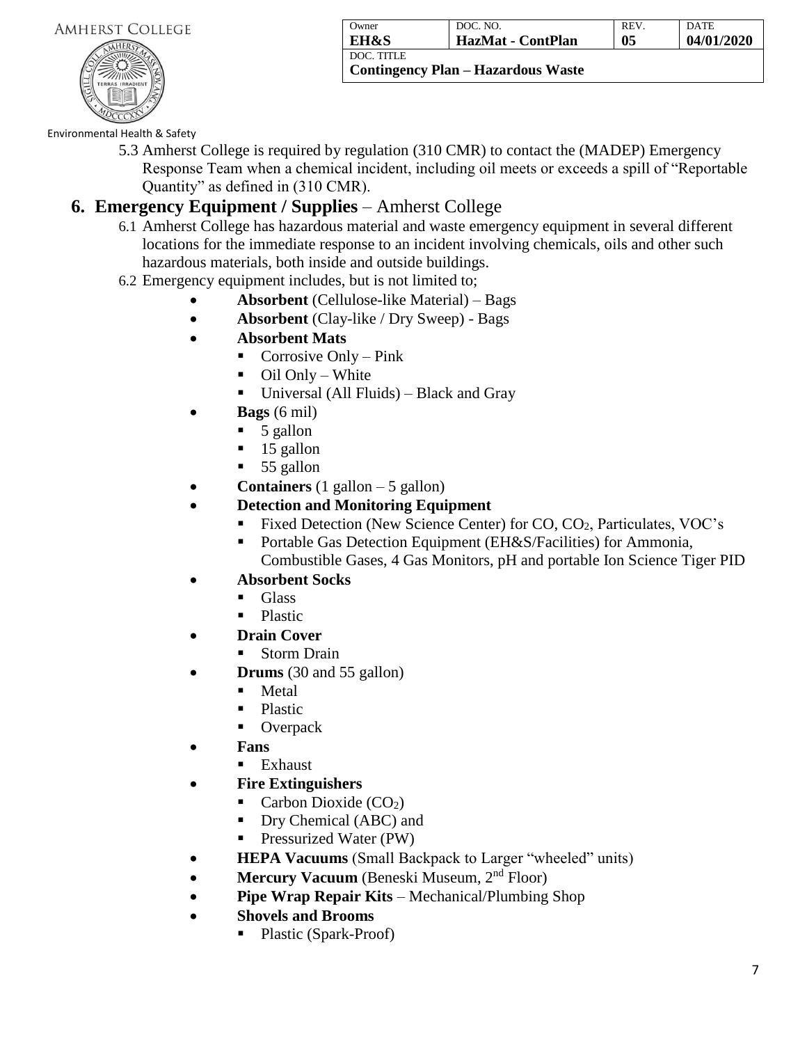5.3 Amherst College is required by regulation (310 CMR) to contact the (MADEP) Emergency Response Team when a chemical incident, including oil meets or exceeds a spill of "Reportable Quantity" as defined in (310 CMR).

## 6. Emergency Equipment / Supplies – Amherst College

6.1 Amherst College has hazardous material and waste emergency equipment in several different locations for the immediate response to an incident involving chemicals, oils and other such hazardous materials, both inside and outside buildings.

6.2 Emergency equipment includes, but is not limited to;

- **Absorbent** (Cellulose-like Material) – Bags
- **Absorbent** (Clay-like / Dry Sweep) - Bags
- **Absorbent Mats**
  - Corrosive Only – Pink
  - Oil Only – White
  - Universal (All Fluids) – Black and Gray
- **Bags** (6 mil)
  - 5 gallon
  - 15 gallon
  - 55 gallon
- **Containers** (1 gallon – 5 gallon)
- **Detection and Monitoring Equipment**
  - Fixed Detection (New Science Center) for CO, $CO_2$, Particulates, VOC's
  - Portable Gas Detection Equipment (EH&S/Facilities) for Ammonia, Combustible Gases, 4 Gas Monitors, pH and portable Ion Science Tiger PID
- **Absorbent Socks**
  - Glass
  - Plastic
- **Drain Cover**
  - Storm Drain
- **Drums** (30 and 55 gallon)
  - Metal
  - Plastic
  - Overpack
- **Fans**
  - Exhaust
- **Fire Extinguishers**
  - Carbon Dioxide ($CO_2$)
  - Dry Chemical (ABC) and
  - Pressurized Water (PW)
- **HEPA Vacuums** (Small Backpack to Larger "wheeled" units)
- **Mercury Vacuum** (Beneski Museum, 2nd Floor)
- **Pipe Wrap Repair Kits** – Mechanical/Plumbing Shop
- **Shovels and Brooms**
  - Plastic (Spark-Proof)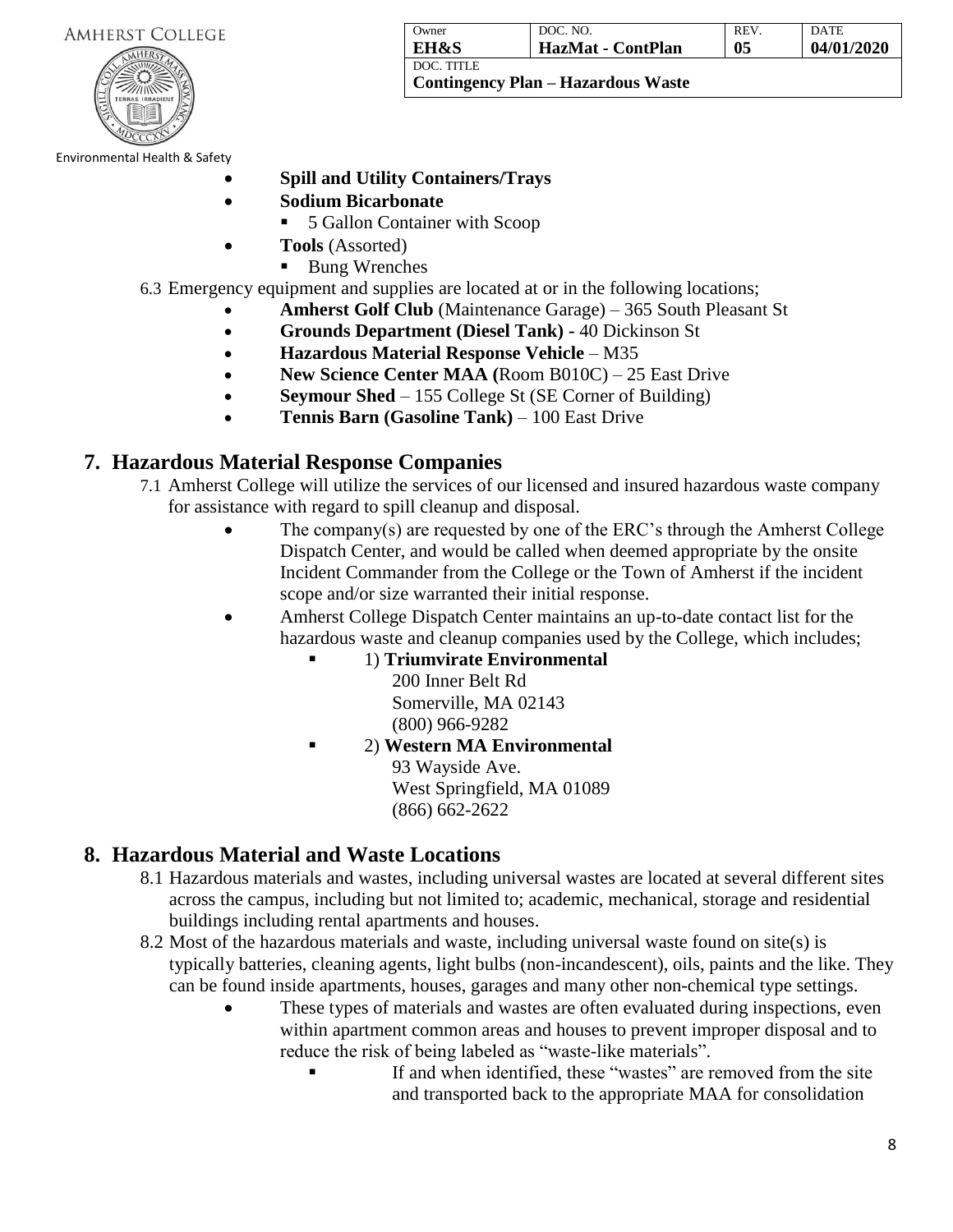- **Spill and Utility Containers/Trays**
- **Sodium Bicarbonate**
  - 5 Gallon Container with Scoop
- **Tools** (Assorted)
  - Bung Wrenches

6.3 Emergency equipment and supplies are located at or in the following locations;

- **Amherst Golf Club** (Maintenance Garage) – 365 South Pleasant St
- **Grounds Department (Diesel Tank)** - 40 Dickinson St
- **Hazardous Material Response Vehicle** – M35
- **New Science Center MAA (**Room B010C) – 25 East Drive
- **Seymour Shed** – 155 College St (SE Corner of Building)
- **Tennis Barn (Gasoline Tank)** – 100 East Drive

## 7. Hazardous Material Response Companies

7.1 Amherst College will utilize the services of our licensed and insured hazardous waste company for assistance with regard to spill cleanup and disposal.

- The company(s) are requested by one of the ERC's through the Amherst College Dispatch Center, and would be called when deemed appropriate by the onsite Incident Commander from the College or the Town of Amherst if the incident scope and/or size warranted their initial response.
- Amherst College Dispatch Center maintains an up-to-date contact list for the hazardous waste and cleanup companies used by the College, which includes;
  - 1) **Triumvirate Environmental**
    200 Inner Belt Rd
    Somerville, MA 02143
    (800) 966-9282
  - 2) **Western MA Environmental**
    93 Wayside Ave.
    West Springfield, MA 01089
    (866) 662-2622

## 8. Hazardous Material and Waste Locations

8.1 Hazardous materials and wastes, including universal wastes are located at several different sites across the campus, including but not limited to; academic, mechanical, storage and residential buildings including rental apartments and houses.

8.2 Most of the hazardous materials and waste, including universal waste found on site(s) is typically batteries, cleaning agents, light bulbs (non-incandescent), oils, paints and the like. They can be found inside apartments, houses, garages and many other non-chemical type settings.

- These types of materials and wastes are often evaluated during inspections, even within apartment common areas and houses to prevent improper disposal and to reduce the risk of being labeled as "waste-like materials".
  - If and when identified, these "wastes" are removed from the site and transported back to the appropriate MAA for consolidation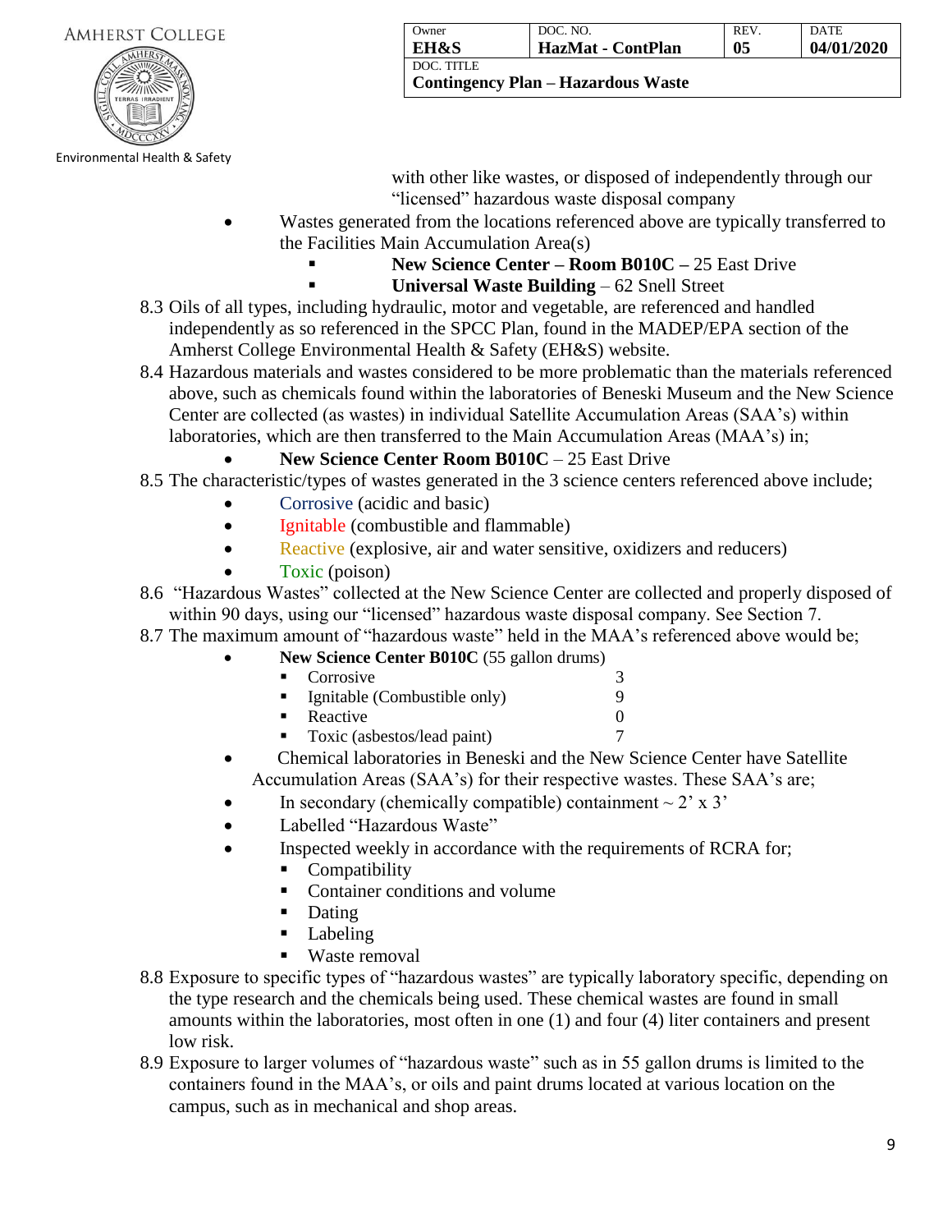with other like wastes, or disposed of independently through our "licensed" hazardous waste disposal company

- Wastes generated from the locations referenced above are typically transferred to the Facilities Main Accumulation Area(s)
  - **New Science Center – Room B010C –** 25 East Drive
  - **Universal Waste Building** – 62 Snell Street

8.3 Oils of all types, including hydraulic, motor and vegetable, are referenced and handled independently as so referenced in the SPCC Plan, found in the MADEP/EPA section of the Amherst College Environmental Health & Safety (EH&S) website.

8.4 Hazardous materials and wastes considered to be more problematic than the materials referenced above, such as chemicals found within the laboratories of Beneski Museum and the New Science Center are collected (as wastes) in individual Satellite Accumulation Areas (SAA's) within laboratories, which are then transferred to the Main Accumulation Areas (MAA's) in;

- **New Science Center Room B010C** – 25 East Drive

8.5 The characteristic/types of wastes generated in the 3 science centers referenced above include;

- Corrosive (acidic and basic)
- Ignitable (combustible and flammable)
- Reactive (explosive, air and water sensitive, oxidizers and reducers)
- Toxic (poison)

8.6 "Hazardous Wastes" collected at the New Science Center are collected and properly disposed of within 90 days, using our "licensed" hazardous waste disposal company. See Section 7.

8.7 The maximum amount of "hazardous waste" held in the MAA's referenced above would be;

- **New Science Center B010C** (55 gallon drums)
  - Corrosive 3
  - Ignitable (Combustible only) 9
  - Reactive 0
  - Toxic (asbestos/lead paint) 7
- Chemical laboratories in Beneski and the New Science Center have Satellite Accumulation Areas (SAA's) for their respective wastes. These SAA's are;
- In secondary (chemically compatible) containment ~ 2' x 3'
- Labelled "Hazardous Waste"
- Inspected weekly in accordance with the requirements of RCRA for;
  - Compatibility
  - Container conditions and volume
  - Dating
  - Labeling
  - Waste removal

8.8 Exposure to specific types of "hazardous wastes" are typically laboratory specific, depending on the type research and the chemicals being used. These chemical wastes are found in small amounts within the laboratories, most often in one (1) and four (4) liter containers and present low risk.

8.9 Exposure to larger volumes of "hazardous waste" such as in 55 gallon drums is limited to the containers found in the MAA's, or oils and paint drums located at various location on the campus, such as in mechanical and shop areas.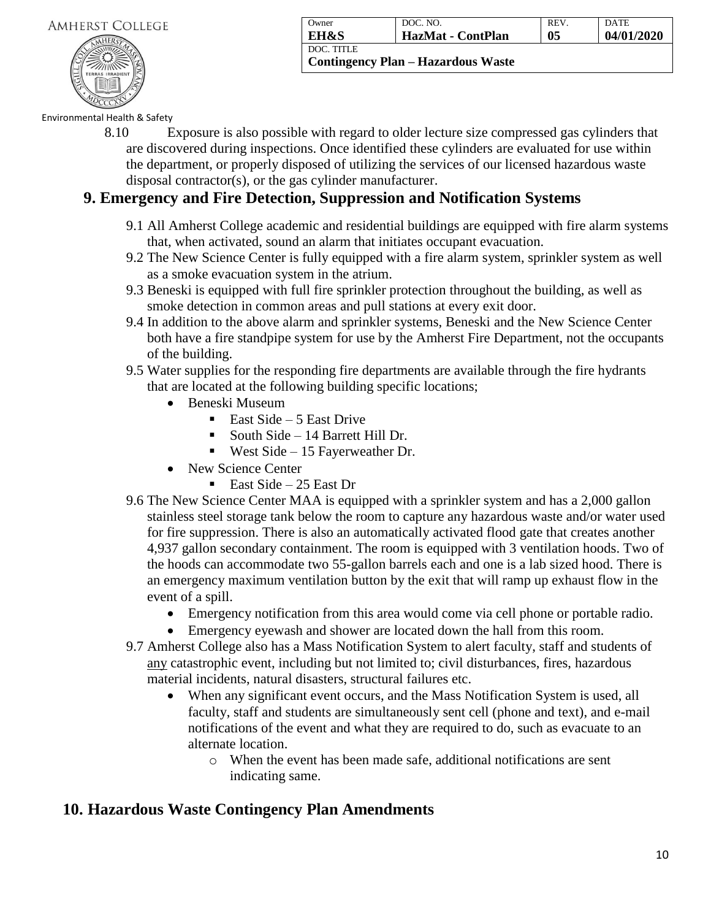8.10 Exposure is also possible with regard to older lecture size compressed gas cylinders that are discovered during inspections. Once identified these cylinders are evaluated for use within the department, or properly disposed of utilizing the services of our licensed hazardous waste disposal contractor(s), or the gas cylinder manufacturer.

## 9. Emergency and Fire Detection, Suppression and Notification Systems

9.1 All Amherst College academic and residential buildings are equipped with fire alarm systems that, when activated, sound an alarm that initiates occupant evacuation.

9.2 The New Science Center is fully equipped with a fire alarm system, sprinkler system as well as a smoke evacuation system in the atrium.

9.3 Beneski is equipped with full fire sprinkler protection throughout the building, as well as smoke detection in common areas and pull stations at every exit door.

9.4 In addition to the above alarm and sprinkler systems, Beneski and the New Science Center both have a fire standpipe system for use by the Amherst Fire Department, not the occupants of the building.

9.5 Water supplies for the responding fire departments are available through the fire hydrants that are located at the following building specific locations;

- Beneski Museum
  - East Side – 5 East Drive
  - South Side – 14 Barrett Hill Dr.
  - West Side – 15 Fayerweather Dr.
- New Science Center
  - East Side – 25 East Dr

9.6 The New Science Center MAA is equipped with a sprinkler system and has a 2,000 gallon stainless steel storage tank below the room to capture any hazardous waste and/or water used for fire suppression. There is also an automatically activated flood gate that creates another 4,937 gallon secondary containment. The room is equipped with 3 ventilation hoods. Two of the hoods can accommodate two 55-gallon barrels each and one is a lab sized hood. There is an emergency maximum ventilation button by the exit that will ramp up exhaust flow in the event of a spill.

- Emergency notification from this area would come via cell phone or portable radio.
- Emergency eyewash and shower are located down the hall from this room.

9.7 Amherst College also has a Mass Notification System to alert faculty, staff and students of <u>any</u> catastrophic event, including but not limited to; civil disturbances, fires, hazardous material incidents, natural disasters, structural failures etc.

- When any significant event occurs, and the Mass Notification System is used, all faculty, staff and students are simultaneously sent cell (phone and text), and e-mail notifications of the event and what they are required to do, such as evacuate to an alternate location.
  - When the event has been made safe, additional notifications are sent indicating same.

## 10. Hazardous Waste Contingency Plan Amendments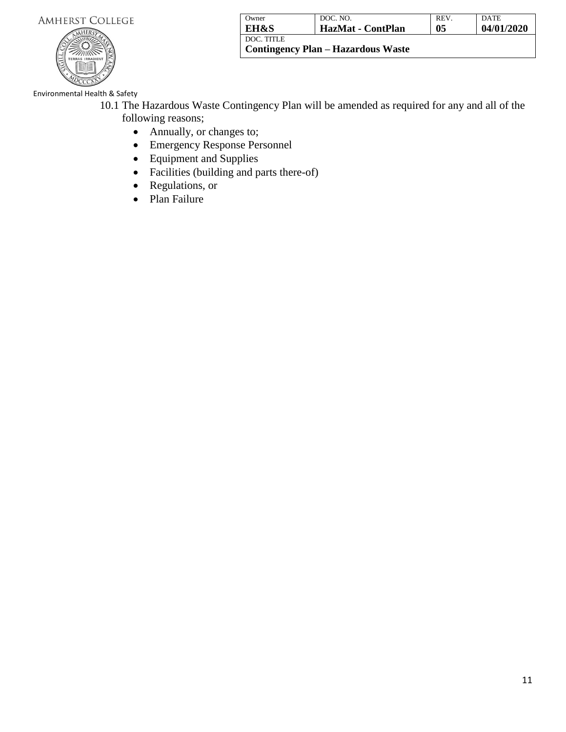10.1 The Hazardous Waste Contingency Plan will be amended as required for any and all of the following reasons;

- Annually, or changes to;
- Emergency Response Personnel
- Equipment and Supplies
- Facilities (building and parts there-of)
- Regulations, or
- Plan Failure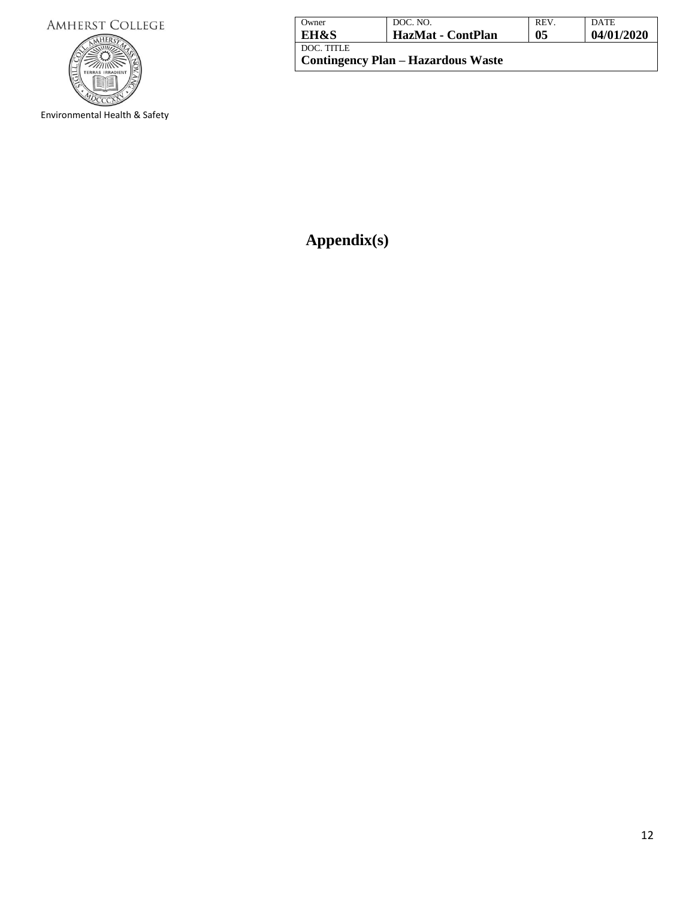# Appendix(s)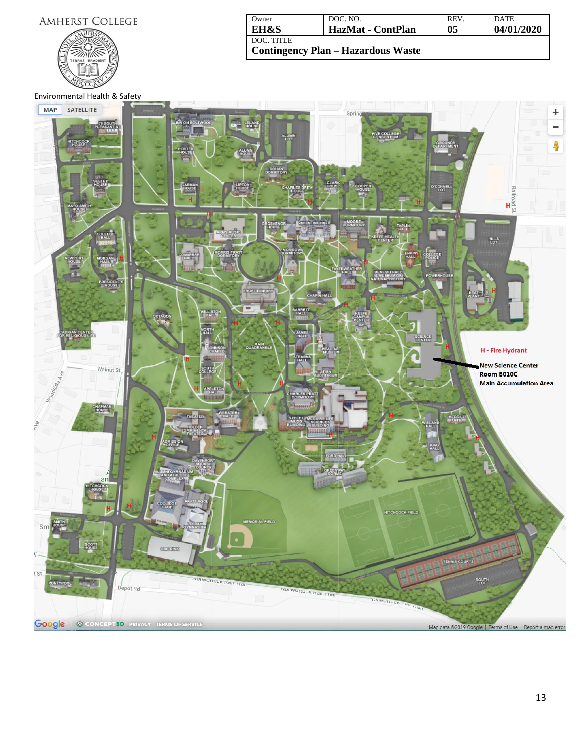AMHERST COLLEGE

Environmental Health & Safety

| Owner | DOC. NO. | REV. | DATE |
|---|---|---|---|
| **EH&S** | **HazMat - ContPlan** | **05** | **04/01/2020** |
| DOC. TITLE **Contingency Plan – Hazardous Waste** | | | |

H - Fire Hydrant

New Science Center
Room B010C
Main Accumulation Area